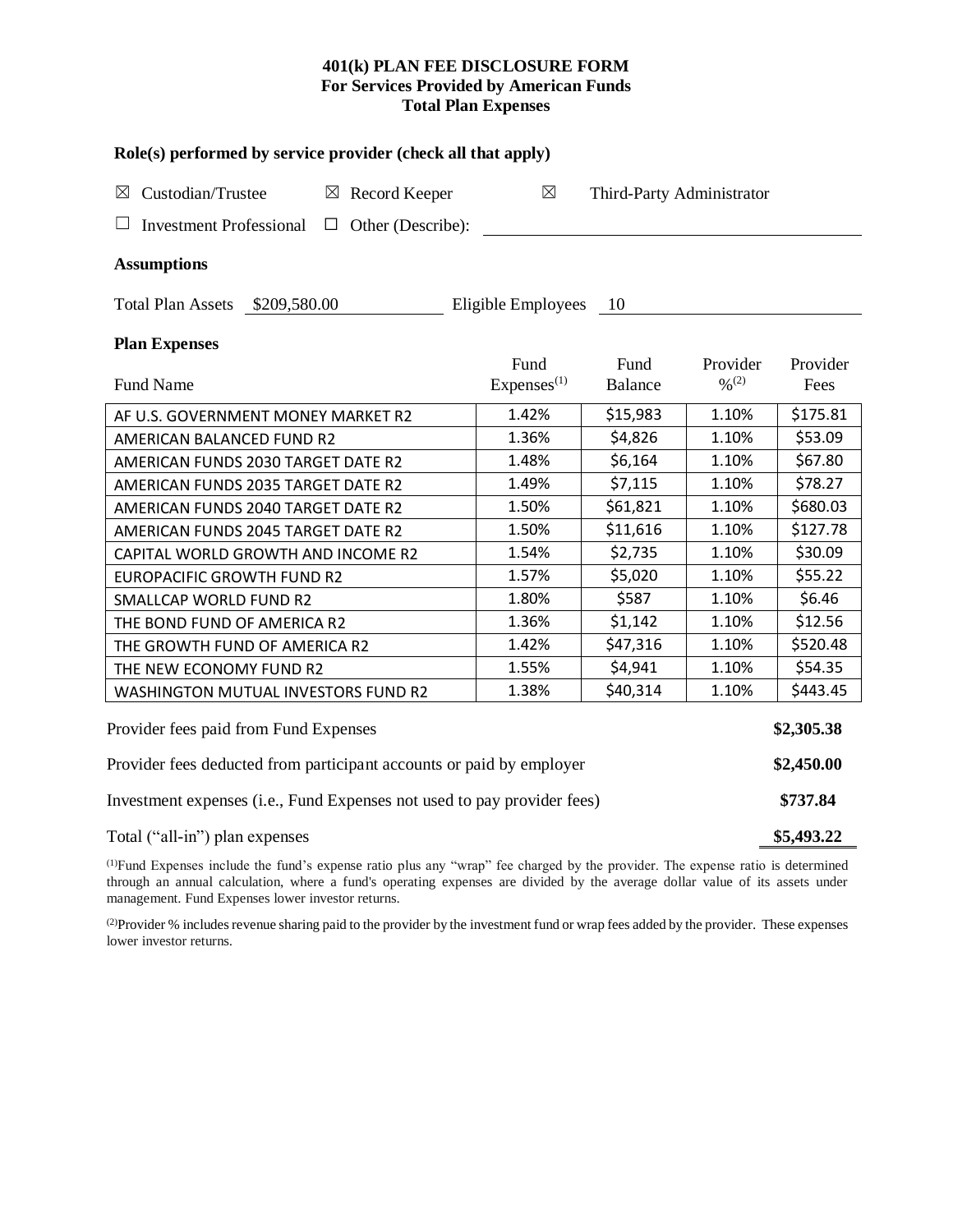**401(k) PLAN FEE DISCLOSURE FORM**
**For Services Provided by American Funds**
**Total Plan Expenses**

**Role(s) performed by service provider (check all that apply)**

☒ Custodian/Trustee ☒ Record Keeper ☒ Third-Party Administrator

☐ Investment Professional ☐ Other (Describe):

**Assumptions**

Total Plan Assets $209,580.00 Eligible Employees 10

**Plan Expenses**

| Fund Name | Fund Expenses[(1)] | Fund Balance | Provider %[(2)] | Provider Fees |
|---|---|---|---|---|
| AF U.S. GOVERNMENT MONEY MARKET R2 | 1.42% | $15,983 | 1.10% | $175.81 |
| AMERICAN BALANCED FUND R2 | 1.36% | $4,826 | 1.10% | $53.09 |
| AMERICAN FUNDS 2030 TARGET DATE R2 | 1.48% | $6,164 | 1.10% | $67.80 |
| AMERICAN FUNDS 2035 TARGET DATE R2 | 1.49% | $7,115 | 1.10% | $78.27 |
| AMERICAN FUNDS 2040 TARGET DATE R2 | 1.50% | $61,821 | 1.10% | $680.03 |
| AMERICAN FUNDS 2045 TARGET DATE R2 | 1.50% | $11,616 | 1.10% | $127.78 |
| CAPITAL WORLD GROWTH AND INCOME R2 | 1.54% | $2,735 | 1.10% | $30.09 |
| EUROPACIFIC GROWTH FUND R2 | 1.57% | $5,020 | 1.10% | $55.22 |
| SMALLCAP WORLD FUND R2 | 1.80% | $587 | 1.10% | $6.46 |
| THE BOND FUND OF AMERICA R2 | 1.36% | $1,142 | 1.10% | $12.56 |
| THE GROWTH FUND OF AMERICA R2 | 1.42% | $47,316 | 1.10% | $520.48 |
| THE NEW ECONOMY FUND R2 | 1.55% | $4,941 | 1.10% | $54.35 |
| WASHINGTON MUTUAL INVESTORS FUND R2 | 1.38% | $40,314 | 1.10% | $443.45 |

| | |
|---|---|
| Provider fees paid from Fund Expenses | **$2,305.38** |
| Provider fees deducted from participant accounts or paid by employer | **$2,450.00** |
| Investment expenses (i.e., Fund Expenses not used to pay provider fees) | **$737.84** |
| Total ("all-in") plan expenses | **$5,493.22** |

[(1)]Fund Expenses include the fund's expense ratio plus any "wrap" fee charged by the provider. The expense ratio is determined through an annual calculation, where a fund's operating expenses are divided by the average dollar value of its assets under management. Fund Expenses lower investor returns.

[(2)]Provider % includes revenue sharing paid to the provider by the investment fund or wrap fees added by the provider. These expenses lower investor returns.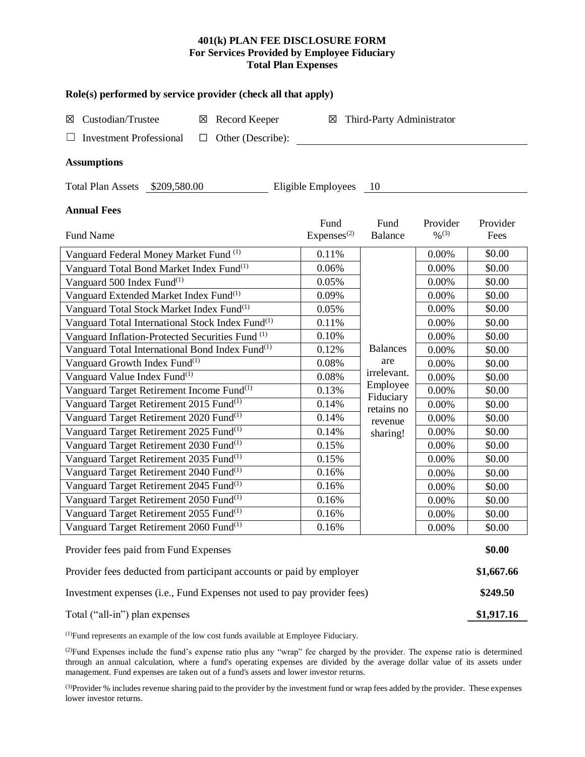**401(k) PLAN FEE DISCLOSURE FORM**
**For Services Provided by Employee Fiduciary**
**Total Plan Expenses**

### Role(s) performed by service provider (check all that apply)

☒ Custodian/Trustee ☒ Record Keeper ☒ Third-Party Administrator

☐ Investment Professional ☐ Other (Describe): \_\_\_\_\_\_\_\_\_\_\_\_\_\_\_\_\_\_\_\_

### Assumptions

Total Plan Assets $209,580.00 Eligible Employees 10

### Annual Fees

| Fund Name | Fund Expenses[2] | Fund Balance | Provider %[3] | Provider Fees |
|---|---|---|---|---|
| Vanguard Federal Money Market Fund [1] | 0.11% | Balances are irrelevant. Employee Fiduciary retains no revenue sharing! | 0.00% | $0.00 |
| Vanguard Total Bond Market Index Fund[1] | 0.06% | | 0.00% | $0.00 |
| Vanguard 500 Index Fund[1] | 0.05% | | 0.00% | $0.00 |
| Vanguard Extended Market Index Fund[1] | 0.09% | | 0.00% | $0.00 |
| Vanguard Total Stock Market Index Fund[1] | 0.05% | | 0.00% | $0.00 |
| Vanguard Total International Stock Index Fund[1] | 0.11% | | 0.00% | $0.00 |
| Vanguard Inflation-Protected Securities Fund [1] | 0.10% | | 0.00% | $0.00 |
| Vanguard Total International Bond Index Fund[1] | 0.12% | | 0.00% | $0.00 |
| Vanguard Growth Index Fund[1] | 0.08% | | 0.00% | $0.00 |
| Vanguard Value Index Fund[1] | 0.08% | | 0.00% | $0.00 |
| Vanguard Target Retirement Income Fund[1] | 0.13% | | 0.00% | $0.00 |
| Vanguard Target Retirement 2015 Fund[1] | 0.14% | | 0.00% | $0.00 |
| Vanguard Target Retirement 2020 Fund[1] | 0.14% | | 0.00% | $0.00 |
| Vanguard Target Retirement 2025 Fund[1] | 0.14% | | 0.00% | $0.00 |
| Vanguard Target Retirement 2030 Fund[1] | 0.15% | | 0.00% | $0.00 |
| Vanguard Target Retirement 2035 Fund[1] | 0.15% | | 0.00% | $0.00 |
| Vanguard Target Retirement 2040 Fund[1] | 0.16% | | 0.00% | $0.00 |
| Vanguard Target Retirement 2045 Fund[1] | 0.16% | | 0.00% | $0.00 |
| Vanguard Target Retirement 2050 Fund[1] | 0.16% | | 0.00% | $0.00 |
| Vanguard Target Retirement 2055 Fund[1] | 0.16% | | 0.00% | $0.00 |
| Vanguard Target Retirement 2060 Fund[1] | 0.16% | | 0.00% | $0.00 |

| | |
|---|---|
| Provider fees paid from Fund Expenses | **$0.00** |
| Provider fees deducted from participant accounts or paid by employer | **$1,667.66** |
| Investment expenses (i.e., Fund Expenses not used to pay provider fees) | **$249.50** |
| Total ("all-in") plan expenses | **$1,917.16** |

[1]Fund represents an example of the low cost funds available at Employee Fiduciary.

[2]Fund Expenses include the fund's expense ratio plus any "wrap" fee charged by the provider. The expense ratio is determined through an annual calculation, where a fund's operating expenses are divided by the average dollar value of its assets under management. Fund expenses are taken out of a fund's assets and lower investor returns.

[3]Provider % includes revenue sharing paid to the provider by the investment fund or wrap fees added by the provider. These expenses lower investor returns.